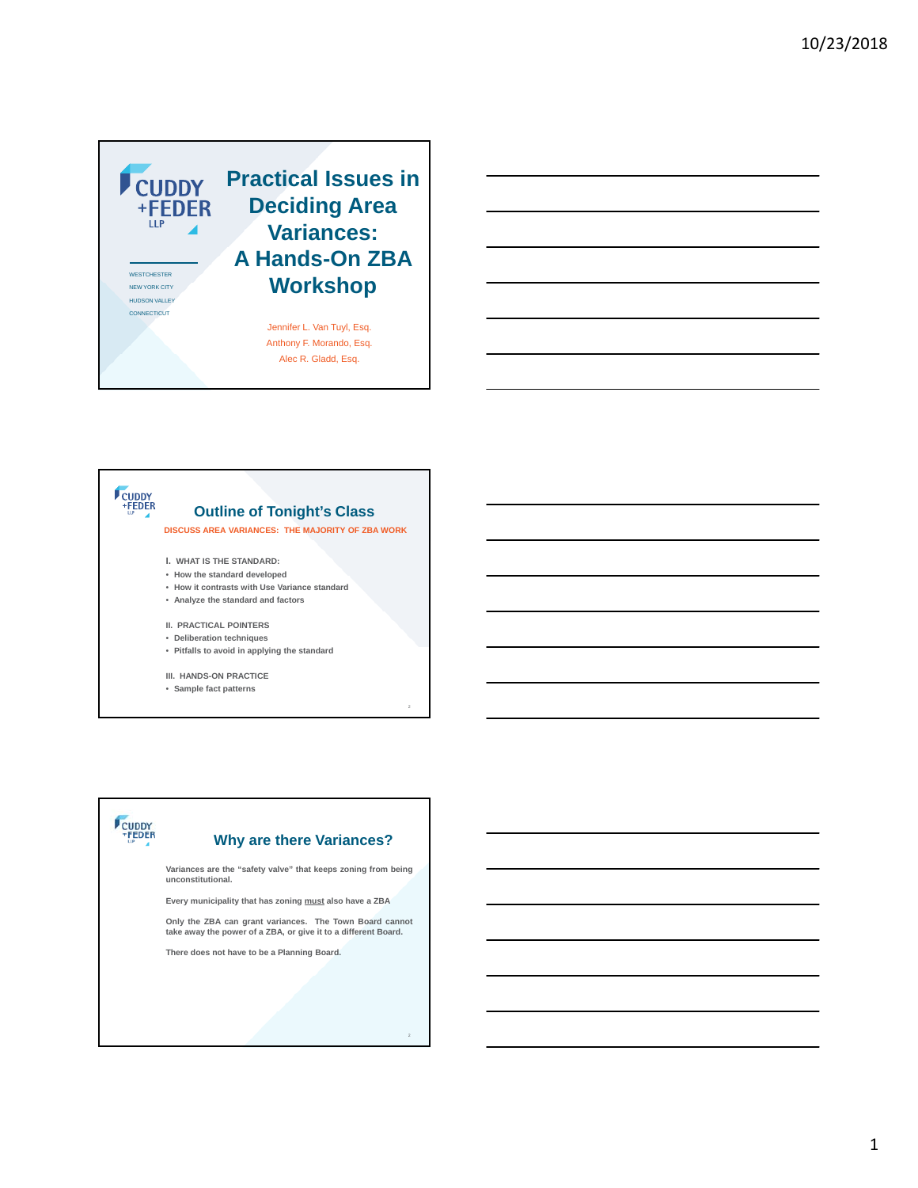# Practical Issues in Deciding Area Variances: A Hands-On ZBA Workshop

CUDDY + FEDER LLP

WESTCHESTER
NEW YORK CITY
HUDSON VALLEY
CONNECTICUT

Jennifer L. Van Tuyl, Esq.
Anthony F. Morando, Esq.
Alec R. Gladd, Esq.

## Outline of Tonight's Class

**DISCUSS AREA VARIANCES: THE MAJORITY OF ZBA WORK**

I. WHAT IS THE STANDARD:

- How the standard developed
- How it contrasts with Use Variance standard
- Analyze the standard and factors

II. PRACTICAL POINTERS

- Deliberation techniques
- Pitfalls to avoid in applying the standard

III. HANDS-ON PRACTICE

- Sample fact patterns

## Why are there Variances?

Variances are the "safety valve" that keeps zoning from being unconstitutional.

Every municipality that has zoning must also have a ZBA

Only the ZBA can grant variances. The Town Board cannot take away the power of a ZBA, or give it to a different Board.

There does not have to be a Planning Board.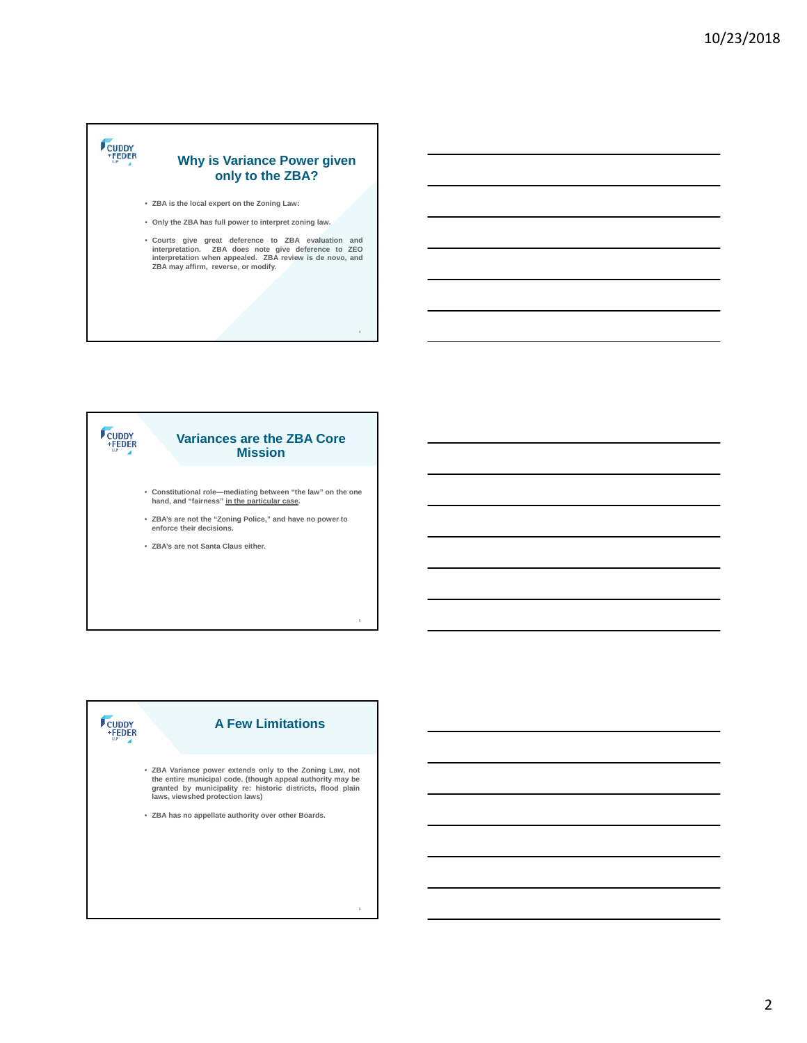## Why is Variance Power given only to the ZBA?

- ZBA is the local expert on the Zoning Law:
- Only the ZBA has full power to interpret zoning law.
- Courts give great deference to ZBA evaluation and interpretation. ZBA does note give deference to ZEO interpretation when appealed. ZBA review is de novo, and ZBA may affirm, reverse, or modify.

## Variances are the ZBA Core Mission

- Constitutional role—mediating between "the law" on the one hand, and "fairness" <u>in the particular case</u>.
- ZBA's are not the "Zoning Police," and have no power to enforce their decisions.
- ZBA's are not Santa Claus either.

## A Few Limitations

- ZBA Variance power extends only to the Zoning Law, not the entire municipal code. (though appeal authority may be granted by municipality re: historic districts, flood plain laws, viewshed protection laws)
- ZBA has no appellate authority over other Boards.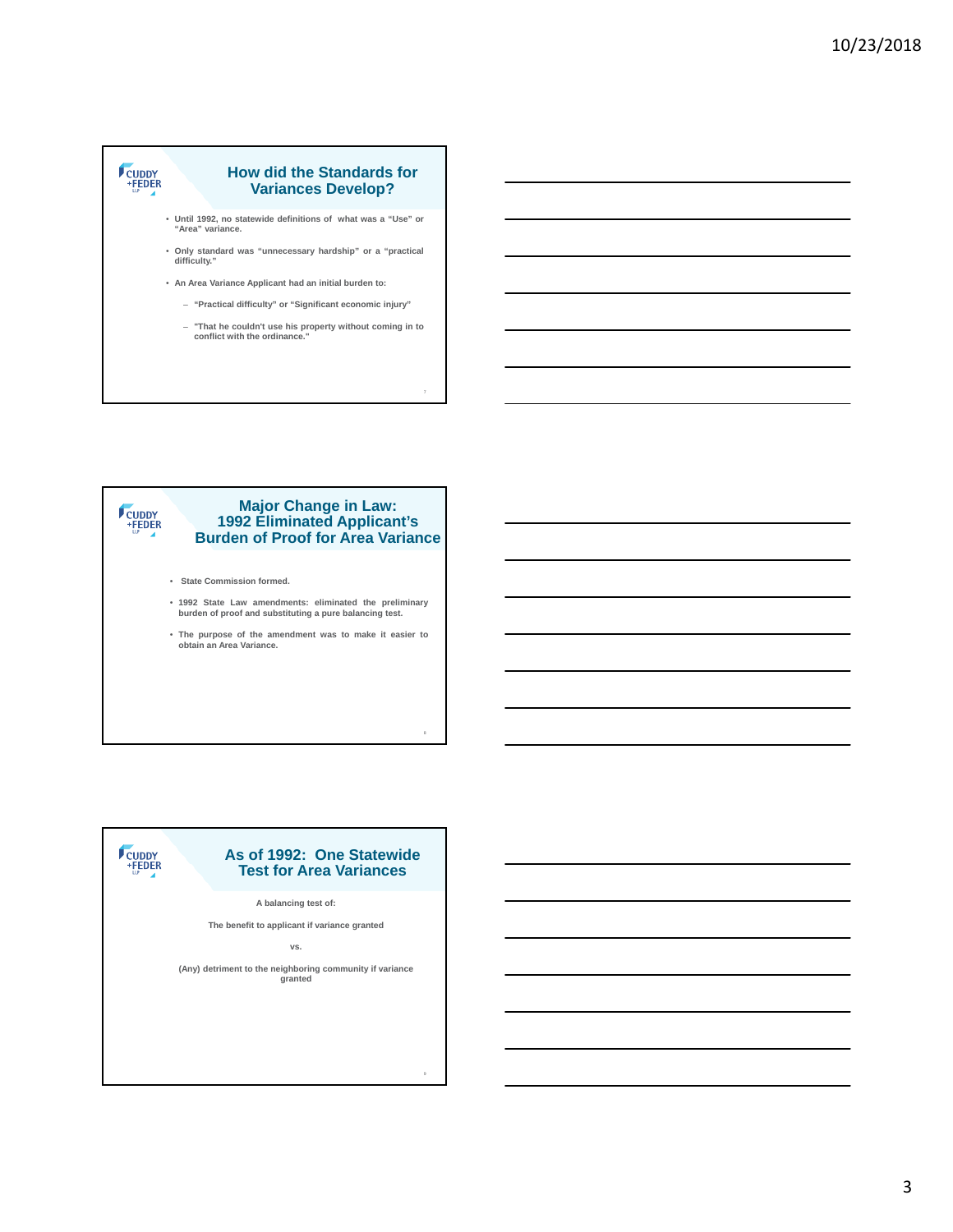## How did the Standards for Variances Develop?

- Until 1992, no statewide definitions of what was a “Use” or “Area” variance.
- Only standard was “unnecessary hardship” or a “practical difficulty.”
- An Area Variance Applicant had an initial burden to:
  - “Practical difficulty” or “Significant economic injury”
  - "That he couldn't use his property without coming in to conflict with the ordinance."

## Major Change in Law: 1992 Eliminated Applicant’s Burden of Proof for Area Variance

- State Commission formed.
- 1992 State Law amendments: eliminated the preliminary burden of proof and substituting a pure balancing test.
- The purpose of the amendment was to make it easier to obtain an Area Variance.

## As of 1992: One Statewide Test for Area Variances

A balancing test of:

The benefit to applicant if variance granted

vs.

(Any) detriment to the neighboring community if variance granted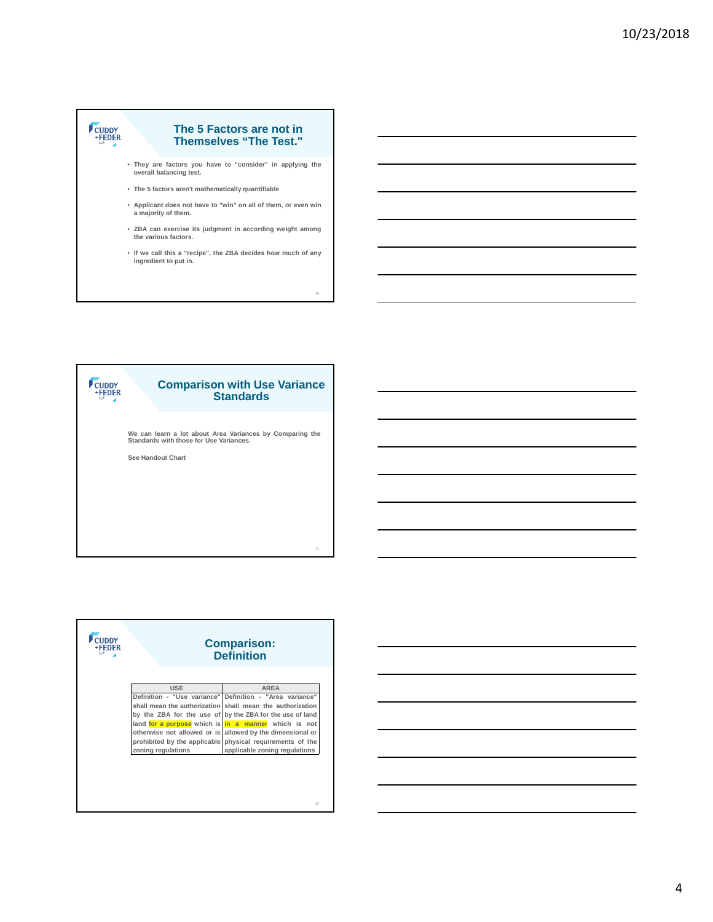## The 5 Factors are not in Themselves “The Test."

- They are factors you have to “consider” in applying the overall balancing test.
- The 5 factors aren't mathematically quantifiable
- Applicant does not have to "win" on all of them, or even win a majority of them.
- ZBA can exercise its judgment in according weight among the various factors.
- If we call this a "recipe", the ZBA decides how much of any ingredient to put in.

## Comparison with Use Variance Standards

We can learn a lot about Area Variances by Comparing the Standards with those for Use Variances.

See Handout Chart

## Comparison: Definition

| USE | AREA |
|---|---|
| Definition - "Use variance" shall mean the authorization by the ZBA for the use of land **for a purpose** which is otherwise not allowed or is prohibited by the applicable zoning regulations | Definition - "Area variance" shall mean the authorization by the ZBA for the use of land **in a manner** which is not allowed by the dimensional or physical requirements of the applicable zoning regulations |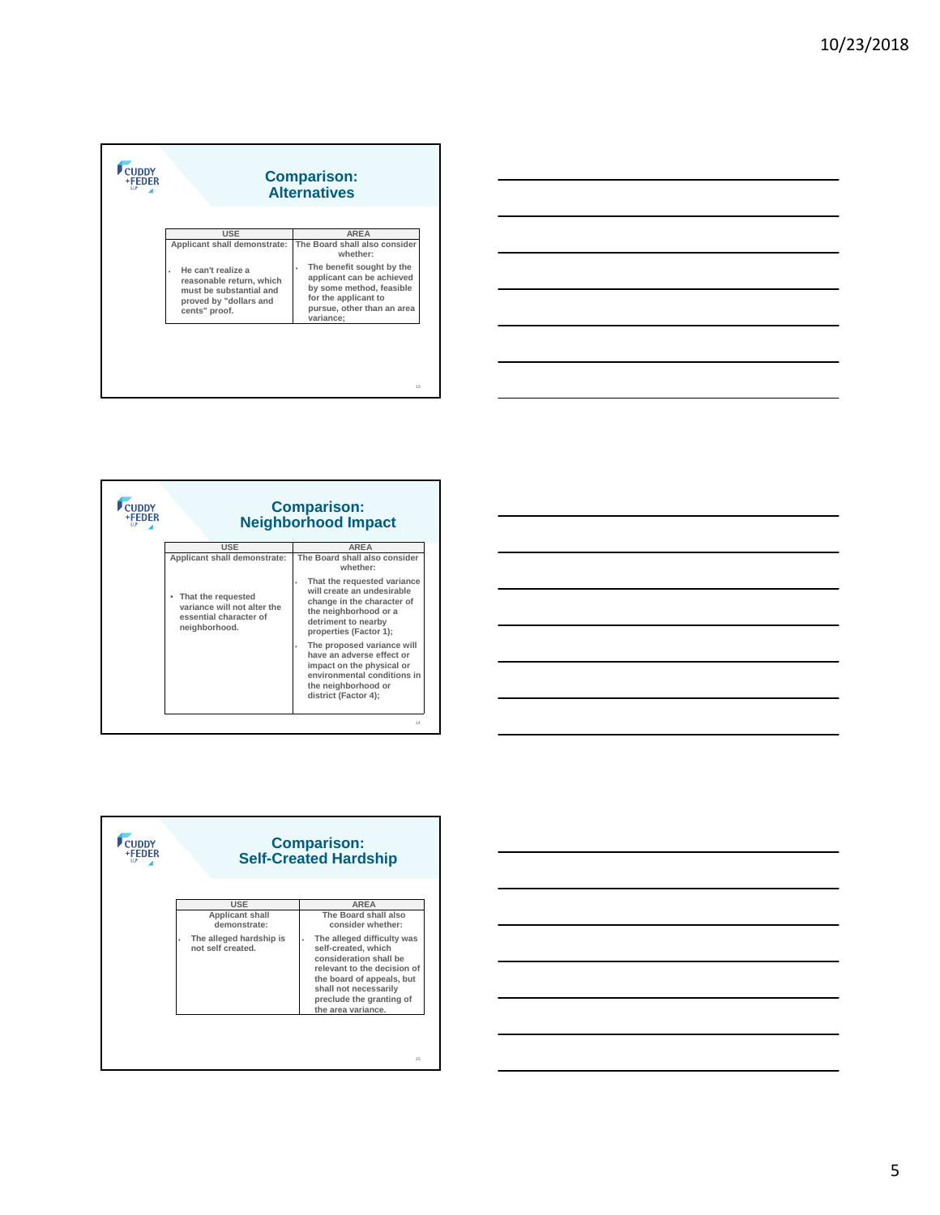## Comparison: Alternatives

| USE | AREA |
|---|---|
| Applicant shall demonstrate: | The Board shall also consider whether: |
| • He can't realize a reasonable return, which must be substantial and proved by "dollars and cents" proof. | • The benefit sought by the applicant can be achieved by some method, feasible for the applicant to pursue, other than an area variance; |

## Comparison: Neighborhood Impact

| USE | AREA |
|---|---|
| Applicant shall demonstrate: | The Board shall also consider whether: |
| • That the requested variance will not alter the essential character of neighborhood. | • That the requested variance will create an undesirable change in the character of the neighborhood or a detriment to nearby properties (Factor 1);<br>• The proposed variance will have an adverse effect or impact on the physical or environmental conditions in the neighborhood or district (Factor 4); |

## Comparison: Self-Created Hardship

| USE | AREA |
|---|---|
| Applicant shall demonstrate: | The Board shall also consider whether: |
| • The alleged hardship is not self created. | • The alleged difficulty was self-created, which consideration shall be relevant to the decision of the board of appeals, but shall not necessarily preclude the granting of the area variance. |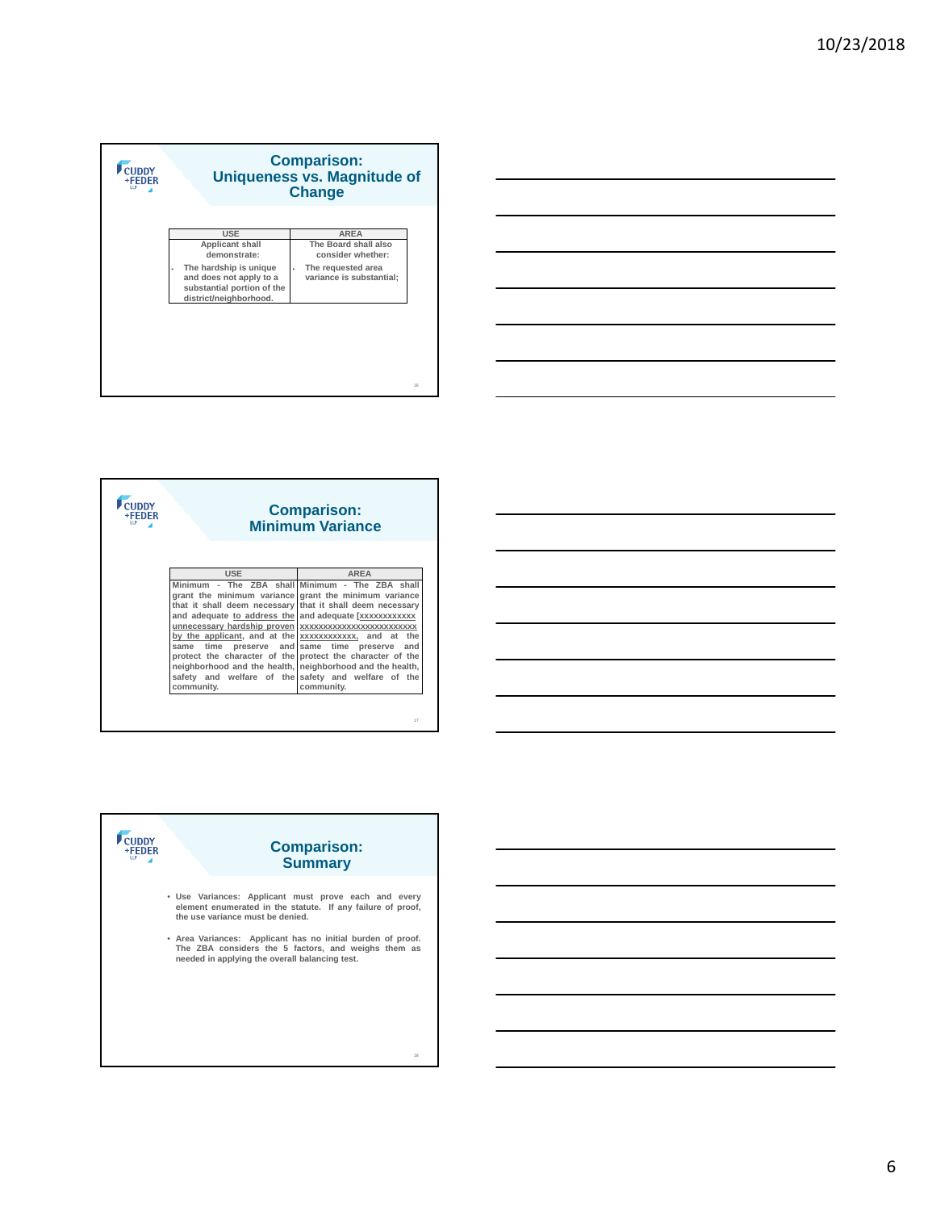## Comparison: Uniqueness vs. Magnitude of Change

| USE | AREA |
|---|---|
| Applicant shall demonstrate:<br>• The hardship is unique and does not apply to a substantial portion of the district/neighborhood. | The Board shall also consider whether:<br>• The requested area variance is substantial; |

## Comparison: Minimum Variance

| USE | AREA |
|---|---|
| Minimum - The ZBA shall grant the minimum variance that it shall deem necessary and adequate <u>to address the unnecessary hardship proven by the applicant</u>, and at the same time preserve and protect the character of the neighborhood and the health, safety and welfare of the community. | Minimum - The ZBA shall grant the minimum variance that it shall deem necessary and adequate [~~xxxxxxxxxxxxxxxxxxxxxxxxxxxxxxxxxxxxxxxxxxxxxxxxx~~], and at the same time preserve and protect the character of the neighborhood and the health, safety and welfare of the community. |

## Comparison: Summary

- Use Variances: Applicant must prove each and every element enumerated in the statute. If any failure of proof, the use variance must be denied.
- Area Variances: Applicant has no initial burden of proof. The ZBA considers the 5 factors, and weighs them as needed in applying the overall balancing test.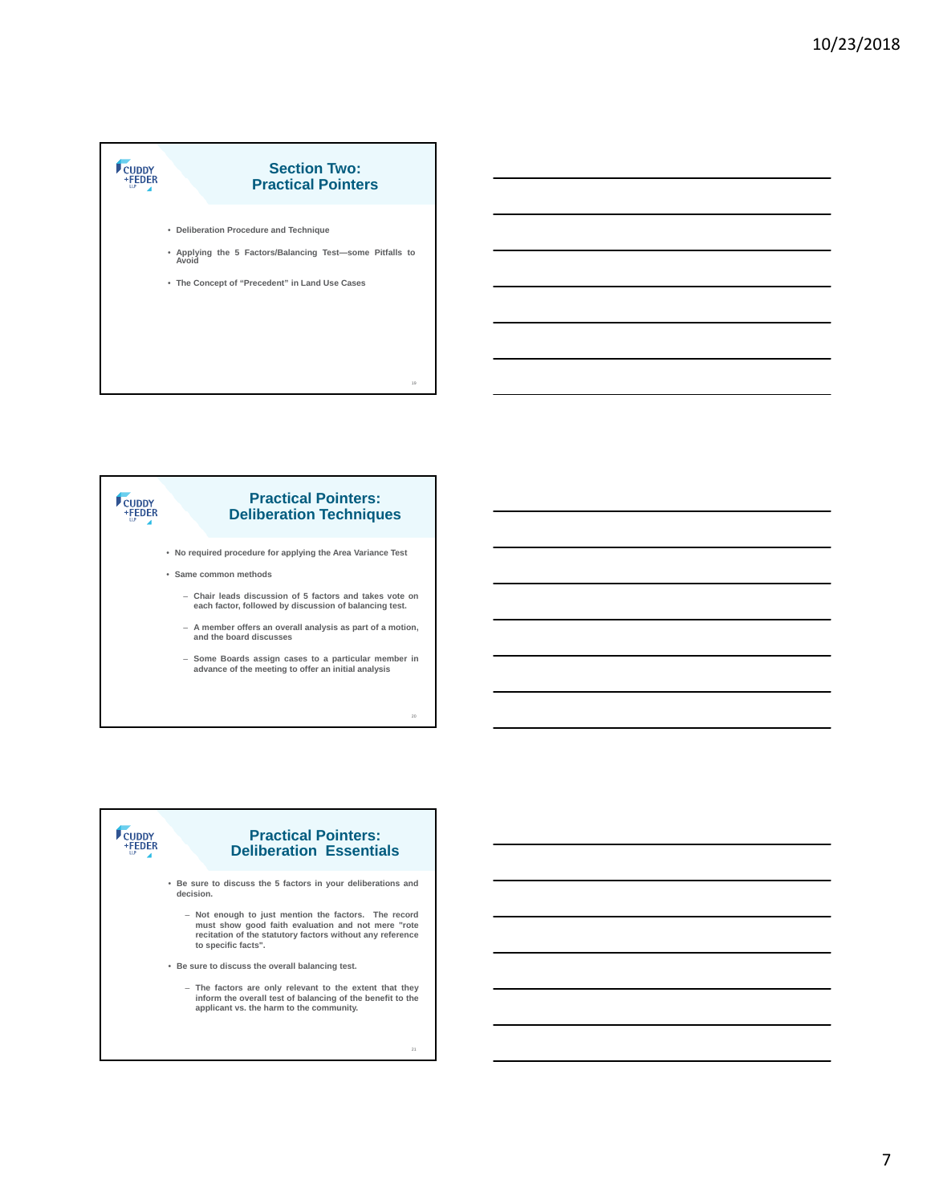## Section Two: Practical Pointers

- Deliberation Procedure and Technique
- Applying the 5 Factors/Balancing Test—some Pitfalls to Avoid
- The Concept of "Precedent" in Land Use Cases

## Practical Pointers: Deliberation Techniques

- No required procedure for applying the Area Variance Test
- Same common methods
  - Chair leads discussion of 5 factors and takes vote on each factor, followed by discussion of balancing test.
  - A member offers an overall analysis as part of a motion, and the board discusses
  - Some Boards assign cases to a particular member in advance of the meeting to offer an initial analysis

## Practical Pointers: Deliberation Essentials

- Be sure to discuss the 5 factors in your deliberations and decision.
  - Not enough to just mention the factors. The record must show good faith evaluation and not mere "rote recitation of the statutory factors without any reference to specific facts".
- Be sure to discuss the overall balancing test.
  - The factors are only relevant to the extent that they inform the overall test of balancing of the benefit to the applicant vs. the harm to the community.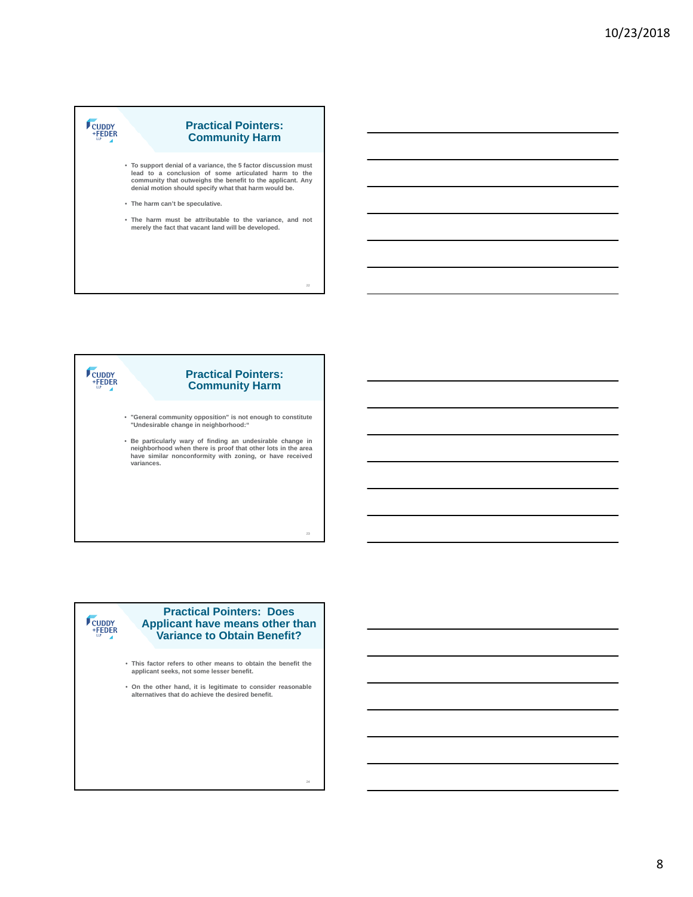## Practical Pointers: Community Harm

- To support denial of a variance, the 5 factor discussion must lead to a conclusion of some articulated harm to the community that outweighs the benefit to the applicant. Any denial motion should specify what that harm would be.
- The harm can't be speculative.
- The harm must be attributable to the variance, and not merely the fact that vacant land will be developed.

## Practical Pointers: Community Harm

- "General community opposition" is not enough to constitute "Undesirable change in neighborhood:"
- Be particularly wary of finding an undesirable change in neighborhood when there is proof that other lots in the area have similar nonconformity with zoning, or have received variances.

## Practical Pointers: Does Applicant have means other than Variance to Obtain Benefit?

- This factor refers to other means to obtain the benefit the applicant seeks, not some lesser benefit.
- On the other hand, it is legitimate to consider reasonable alternatives that do achieve the desired benefit.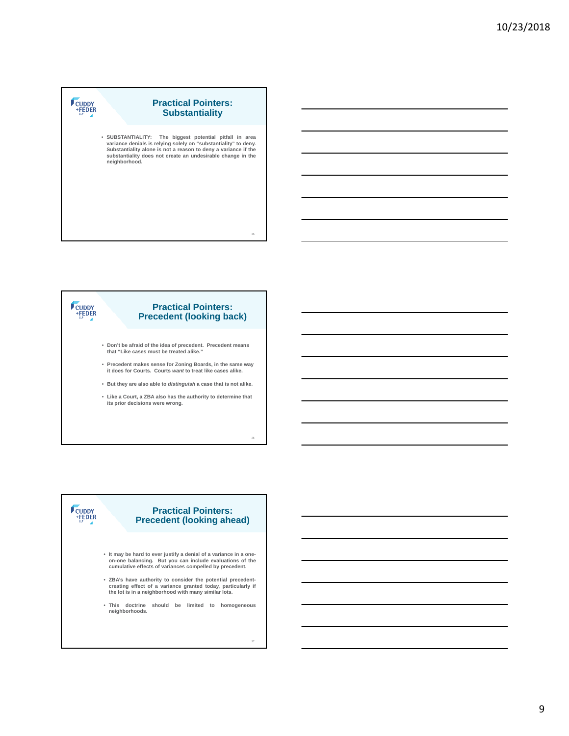## Practical Pointers: Substantiality

- SUBSTANTIALITY: The biggest potential pitfall in area variance denials is relying solely on "substantiality" to deny. Substantiality alone is not a reason to deny a variance if the substantiality does not create an undesirable change in the neighborhood.

## Practical Pointers: Precedent (looking back)

- Don't be afraid of the idea of precedent. Precedent means that "Like cases must be treated alike."
- Precedent makes sense for Zoning Boards, in the same way it does for Courts. Courts *want* to treat like cases alike.
- But they are also able to *distinguish* a case that is not alike.
- Like a Court, a ZBA also has the authority to determine that its prior decisions were wrong.

## Practical Pointers: Precedent (looking ahead)

- It may be hard to ever justify a denial of a variance in a one-on-one balancing. But you can include evaluations of the cumulative effects of variances compelled by precedent.
- ZBA's have authority to consider the potential precedent-creating effect of a variance granted today, particularly if the lot is in a neighborhood with many similar lots.
- This doctrine should be limited to homogeneous neighborhoods.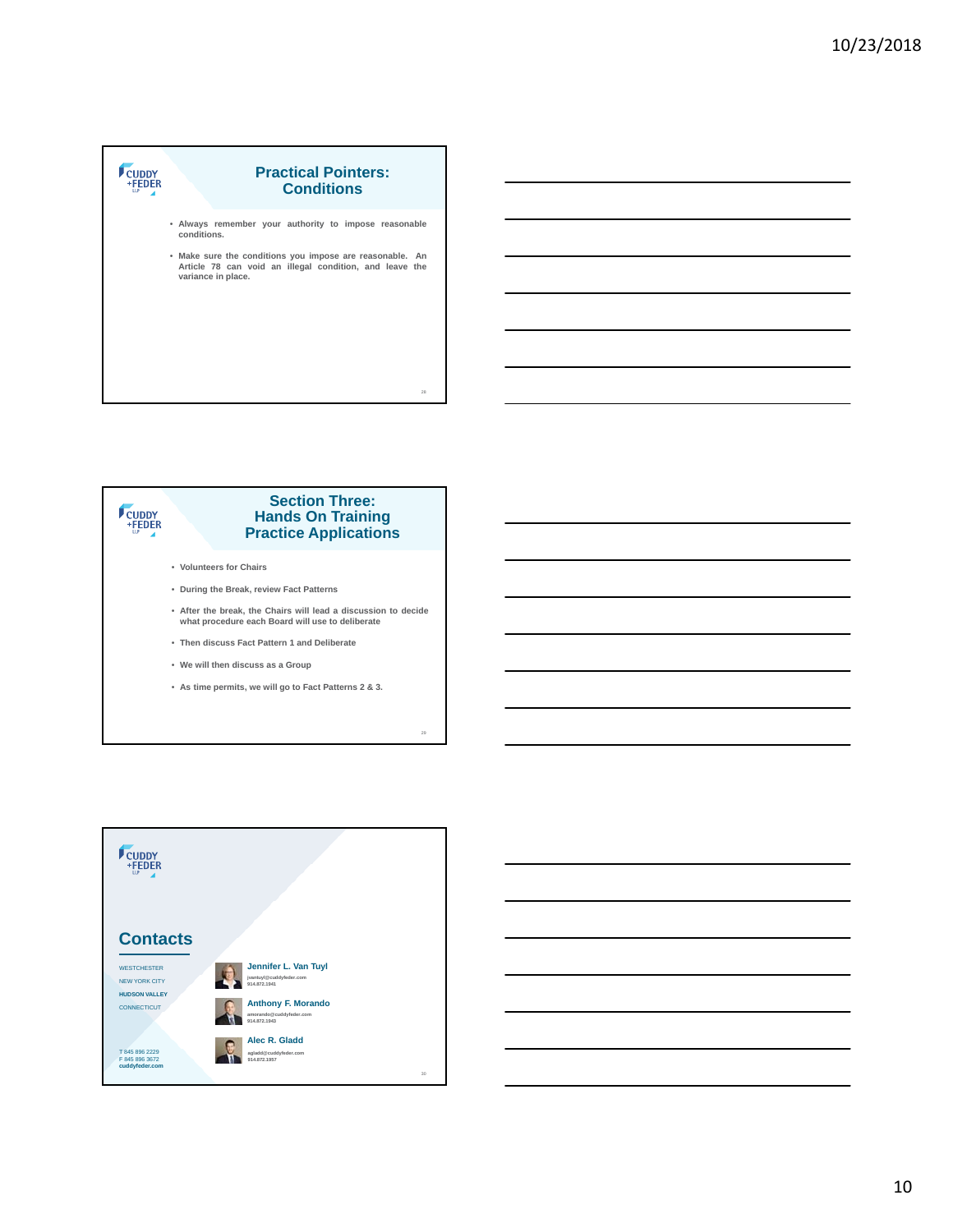## Practical Pointers: Conditions

- Always remember your authority to impose reasonable conditions.
- Make sure the conditions you impose are reasonable. An Article 78 can void an illegal condition, and leave the variance in place.

## Section Three: Hands On Training Practice Applications

- Volunteers for Chairs
- During the Break, review Fact Patterns
- After the break, the Chairs will lead a discussion to decide what procedure each Board will use to deliberate
- Then discuss Fact Pattern 1 and Deliberate
- We will then discuss as a Group
- As time permits, we will go to Fact Patterns 2 & 3.

## Contacts

WESTCHESTER
NEW YORK CITY
**HUDSON VALLEY**
CONNECTICUT

T 845 896 2229
F 845 896 3672
**cuddyfeder.com**

**Jennifer L. Van Tuyl**
jvantuyl@cuddyfeder.com
914.872.1941

**Anthony F. Morando**
amorando@cuddyfeder.com
914.872.1943

**Alec R. Gladd**
agladd@cuddyfeder.com
914.872.1957